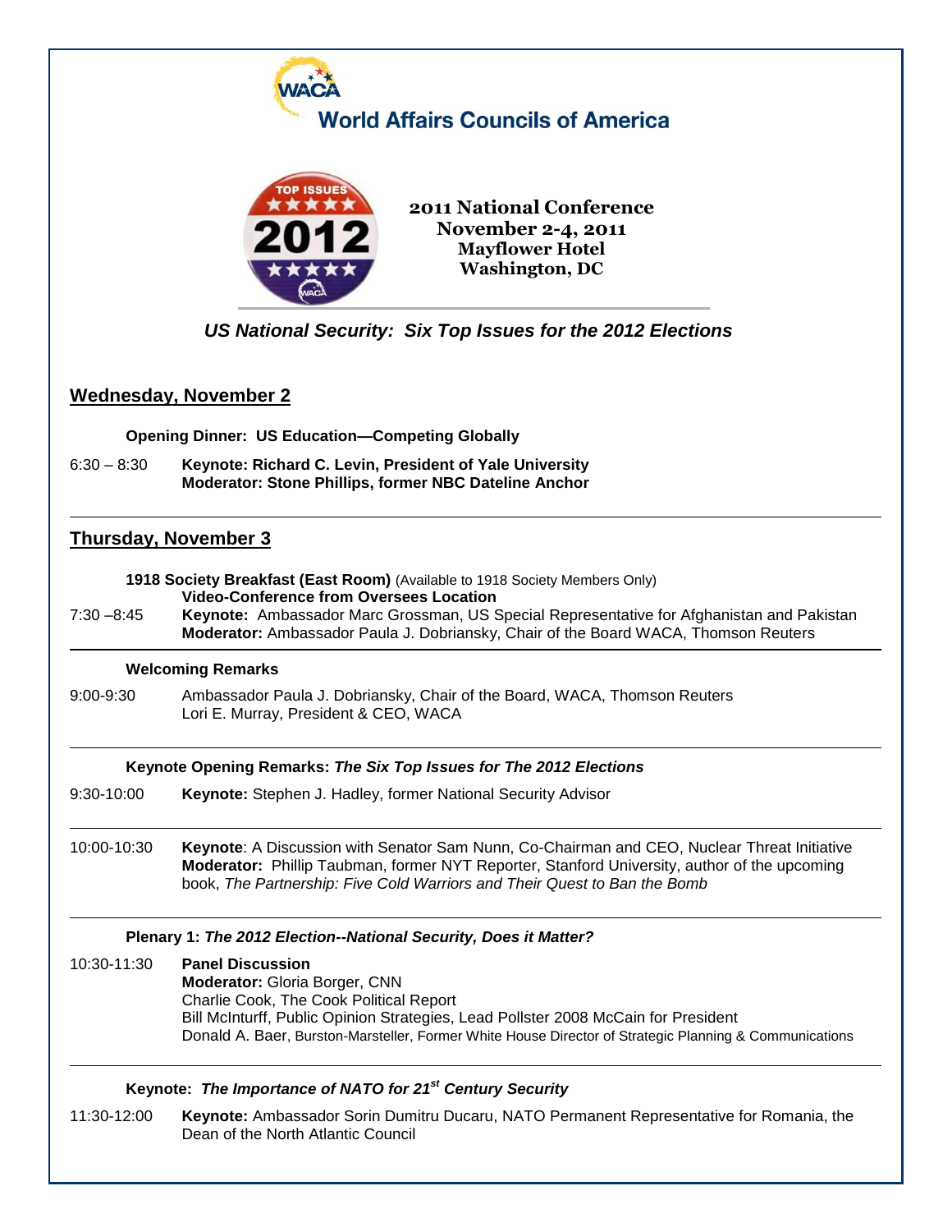# World Affairs Councils of America

**2011 National Conference**
**November 2-4, 2011**
**Mayflower Hotel**
**Washington, DC**

***US National Security: Six Top Issues for the 2012 Elections***

## Wednesday, November 2

**Opening Dinner: US Education—Competing Globally**

6:30 – 8:30 **Keynote: Richard C. Levin, President of Yale University**
**Moderator: Stone Phillips, former NBC Dateline Anchor**

---

## Thursday, November 3

**1918 Society Breakfast (East Room)** (Available to 1918 Society Members Only)
**Video-Conference from Oversees Location**

7:30 –8:45 **Keynote:** Ambassador Marc Grossman, US Special Representative for Afghanistan and Pakistan
**Moderator:** Ambassador Paula J. Dobriansky, Chair of the Board WACA, Thomson Reuters

---

**Welcoming Remarks**

9:00-9:30 Ambassador Paula J. Dobriansky, Chair of the Board, WACA, Thomson Reuters
Lori E. Murray, President & CEO, WACA

---

**Keynote Opening Remarks: *The Six Top Issues for The 2012 Elections***

9:30-10:00 **Keynote:** Stephen J. Hadley, former National Security Advisor

---

10:00-10:30 **Keynote**: A Discussion with Senator Sam Nunn, Co-Chairman and CEO, Nuclear Threat Initiative
**Moderator:** Phillip Taubman, former NYT Reporter, Stanford University, author of the upcoming book, *The Partnership: Five Cold Warriors and Their Quest to Ban the Bomb*

---

**Plenary 1: *The 2012 Election--National Security, Does it Matter?***

10:30-11:30 **Panel Discussion**
**Moderator:** Gloria Borger, CNN
Charlie Cook, The Cook Political Report
Bill McInturff, Public Opinion Strategies, Lead Pollster 2008 McCain for President
Donald A. Baer, Burston-Marsteller, Former White House Director of Strategic Planning & Communications

---

**Keynote: *The Importance of NATO for 21st Century Security***

11:30-12:00 **Keynote:** Ambassador Sorin Dumitru Ducaru, NATO Permanent Representative for Romania, the Dean of the North Atlantic Council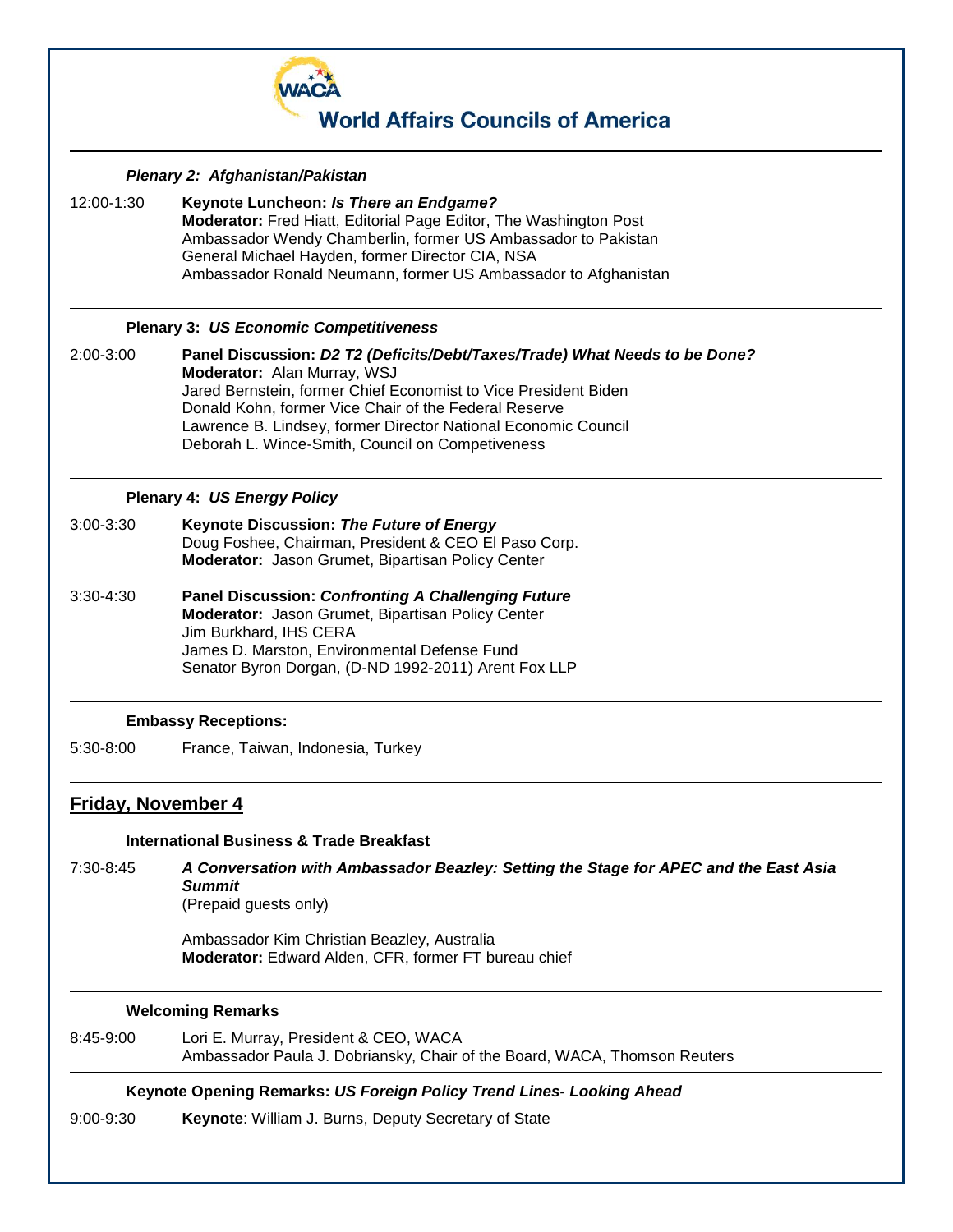**World Affairs Councils of America**

---

***Plenary 2: Afghanistan/Pakistan***

12:00-1:30 **Keynote Luncheon: *Is There an Endgame?***
**Moderator:** Fred Hiatt, Editorial Page Editor, The Washington Post
Ambassador Wendy Chamberlin, former US Ambassador to Pakistan
General Michael Hayden, former Director CIA, NSA
Ambassador Ronald Neumann, former US Ambassador to Afghanistan

---

**Plenary 3: *US Economic Competitiveness***

2:00-3:00 **Panel Discussion: *D2 T2 (Deficits/Debt/Taxes/Trade) What Needs to be Done?***
**Moderator:** Alan Murray, WSJ
Jared Bernstein, former Chief Economist to Vice President Biden
Donald Kohn, former Vice Chair of the Federal Reserve
Lawrence B. Lindsey, former Director National Economic Council
Deborah L. Wince-Smith, Council on Competiveness

---

**Plenary 4: *US Energy Policy***

3:00-3:30 **Keynote Discussion: *The Future of Energy***
Doug Foshee, Chairman, President & CEO El Paso Corp.
**Moderator:** Jason Grumet, Bipartisan Policy Center

3:30-4:30 **Panel Discussion: *Confronting A Challenging Future***
**Moderator:** Jason Grumet, Bipartisan Policy Center
Jim Burkhard, IHS CERA
James D. Marston, Environmental Defense Fund
Senator Byron Dorgan, (D-ND 1992-2011) Arent Fox LLP

---

**Embassy Receptions:**

5:30-8:00 France, Taiwan, Indonesia, Turkey

---

## Friday, November 4

**International Business & Trade Breakfast**

7:30-8:45 ***A Conversation with Ambassador Beazley: Setting the Stage for APEC and the East Asia Summit***
(Prepaid guests only)

Ambassador Kim Christian Beazley, Australia
**Moderator:** Edward Alden, CFR, former FT bureau chief

---

**Welcoming Remarks**

8:45-9:00 Lori E. Murray, President & CEO, WACA
Ambassador Paula J. Dobriansky, Chair of the Board, WACA, Thomson Reuters

---

**Keynote Opening Remarks: *US Foreign Policy Trend Lines- Looking Ahead***

9:00-9:30 **Keynote**: William J. Burns, Deputy Secretary of State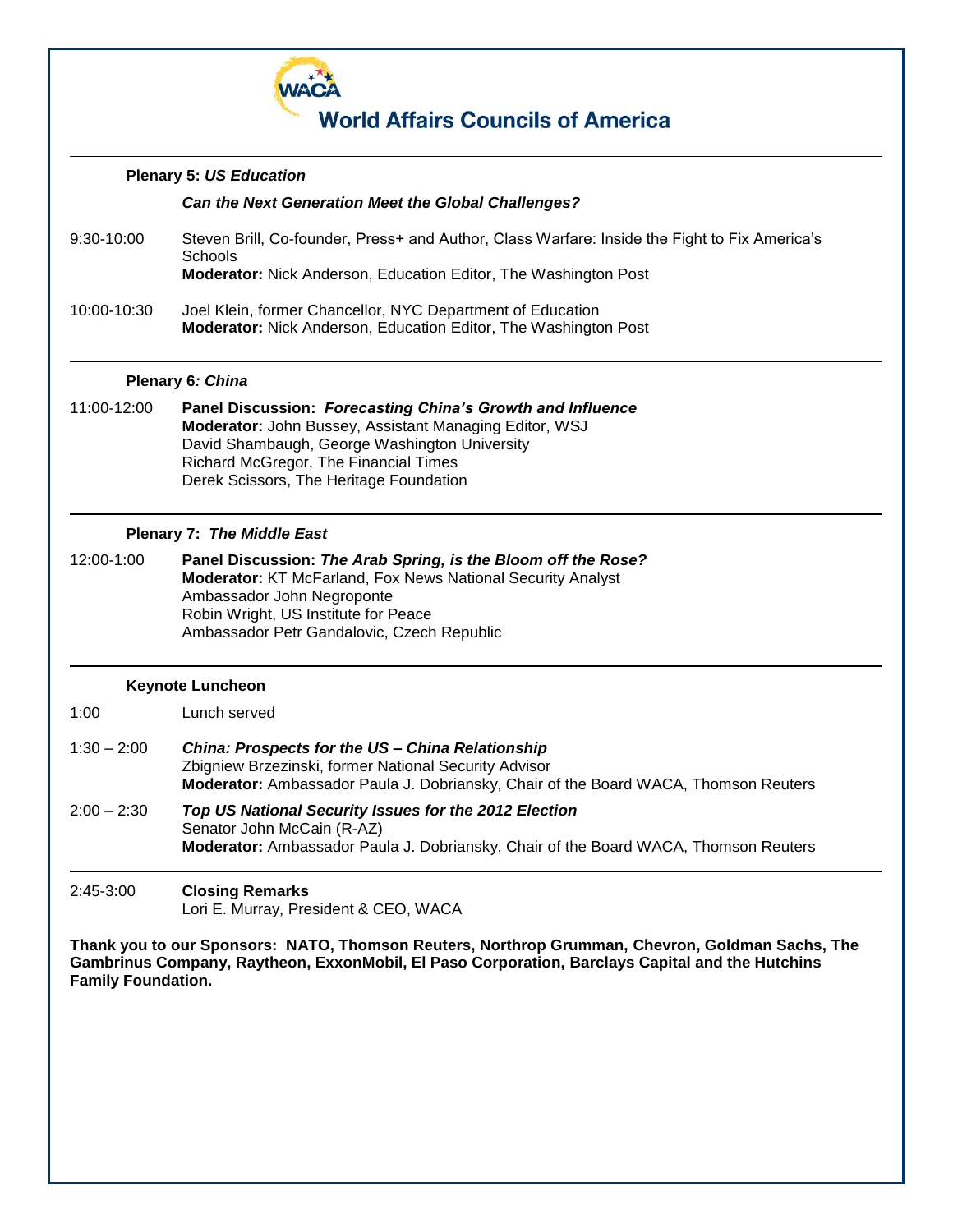World Affairs Councils of America

**Plenary 5:** ***US Education***

***Can the Next Generation Meet the Global Challenges?***

9:30-10:00 Steven Brill, Co-founder, Press+ and Author, Class Warfare: Inside the Fight to Fix America's Schools
**Moderator:** Nick Anderson, Education Editor, The Washington Post

10:00-10:30 Joel Klein, former Chancellor, NYC Department of Education
**Moderator:** Nick Anderson, Education Editor, The Washington Post

**Plenary 6:** ***China***

11:00-12:00 **Panel Discussion:** ***Forecasting China's Growth and Influence***
**Moderator:** John Bussey, Assistant Managing Editor, WSJ
David Shambaugh, George Washington University
Richard McGregor, The Financial Times
Derek Scissors, The Heritage Foundation

**Plenary 7:** ***The Middle East***

12:00-1:00 **Panel Discussion:** ***The Arab Spring, is the Bloom off the Rose?***
**Moderator:** KT McFarland, Fox News National Security Analyst
Ambassador John Negroponte
Robin Wright, US Institute for Peace
Ambassador Petr Gandalovic, Czech Republic

**Keynote Luncheon**

1:00 Lunch served

1:30 – 2:00 ***China: Prospects for the US – China Relationship***
Zbigniew Brzezinski, former National Security Advisor
**Moderator:** Ambassador Paula J. Dobriansky, Chair of the Board WACA, Thomson Reuters

2:00 – 2:30 ***Top US National Security Issues for the 2012 Election***
Senator John McCain (R-AZ)
**Moderator:** Ambassador Paula J. Dobriansky, Chair of the Board WACA, Thomson Reuters

2:45-3:00 **Closing Remarks**
Lori E. Murray, President & CEO, WACA

**Thank you to our Sponsors: NATO, Thomson Reuters, Northrop Grumman, Chevron, Goldman Sachs, The Gambrinus Company, Raytheon, ExxonMobil, El Paso Corporation, Barclays Capital and the Hutchins Family Foundation.**